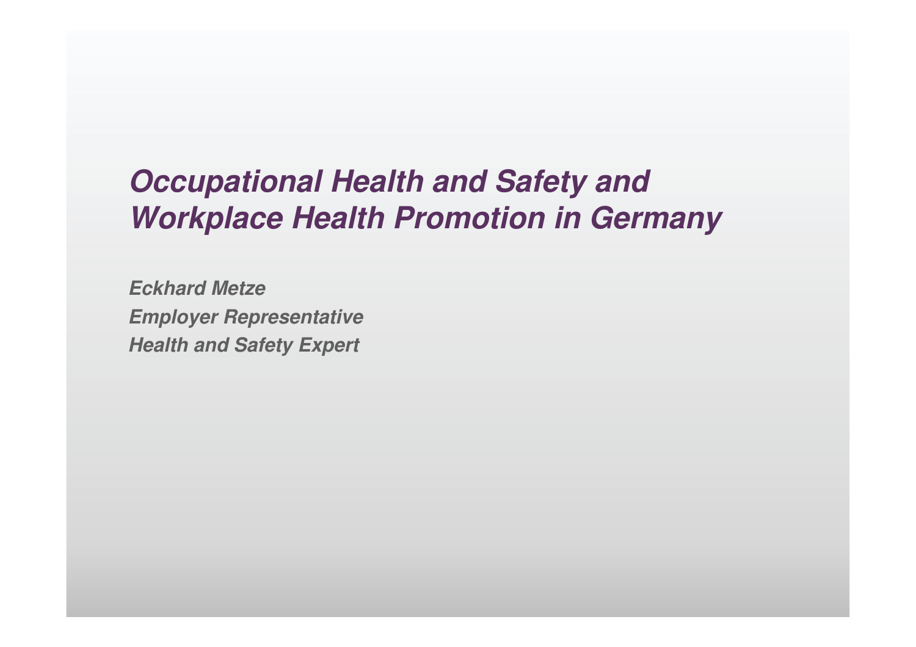# *Occupational Health and Safety and Workplace Health Promotion in Germany*

***Eckhard Metze***
***Employer Representative***
***Health and Safety Expert***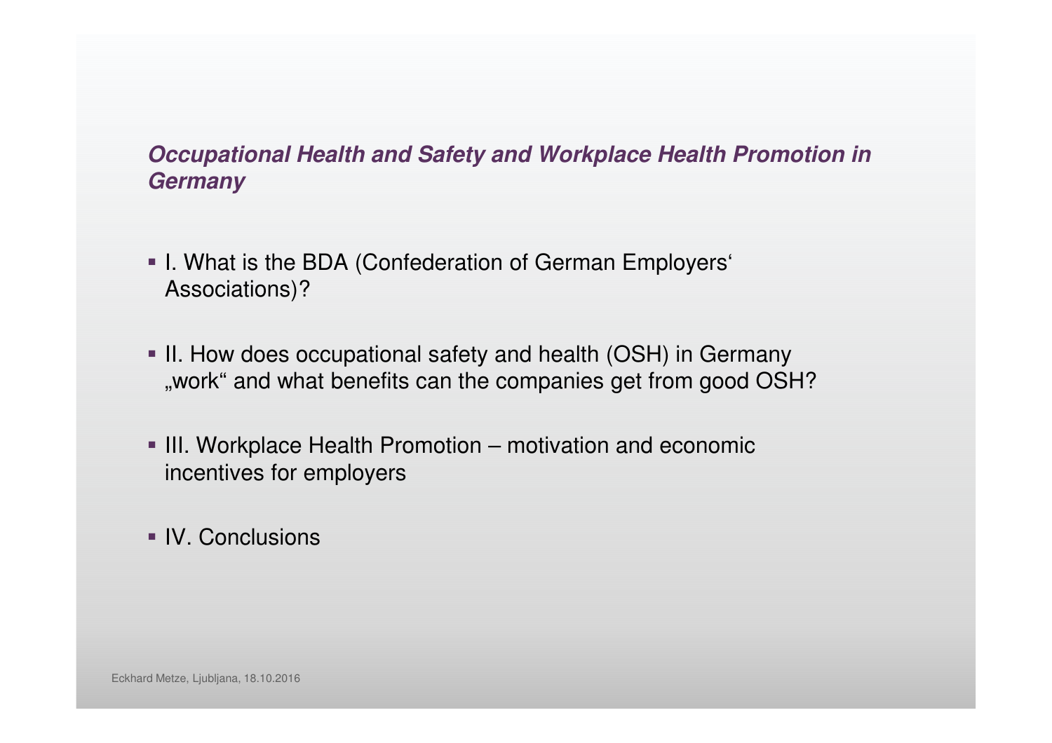## *Occupational Health and Safety and Workplace Health Promotion in Germany*

- I. What is the BDA (Confederation of German Employers' Associations)?
- II. How does occupational safety and health (OSH) in Germany „work" and what benefits can the companies get from good OSH?
- III. Workplace Health Promotion – motivation and economic incentives for employers
- IV. Conclusions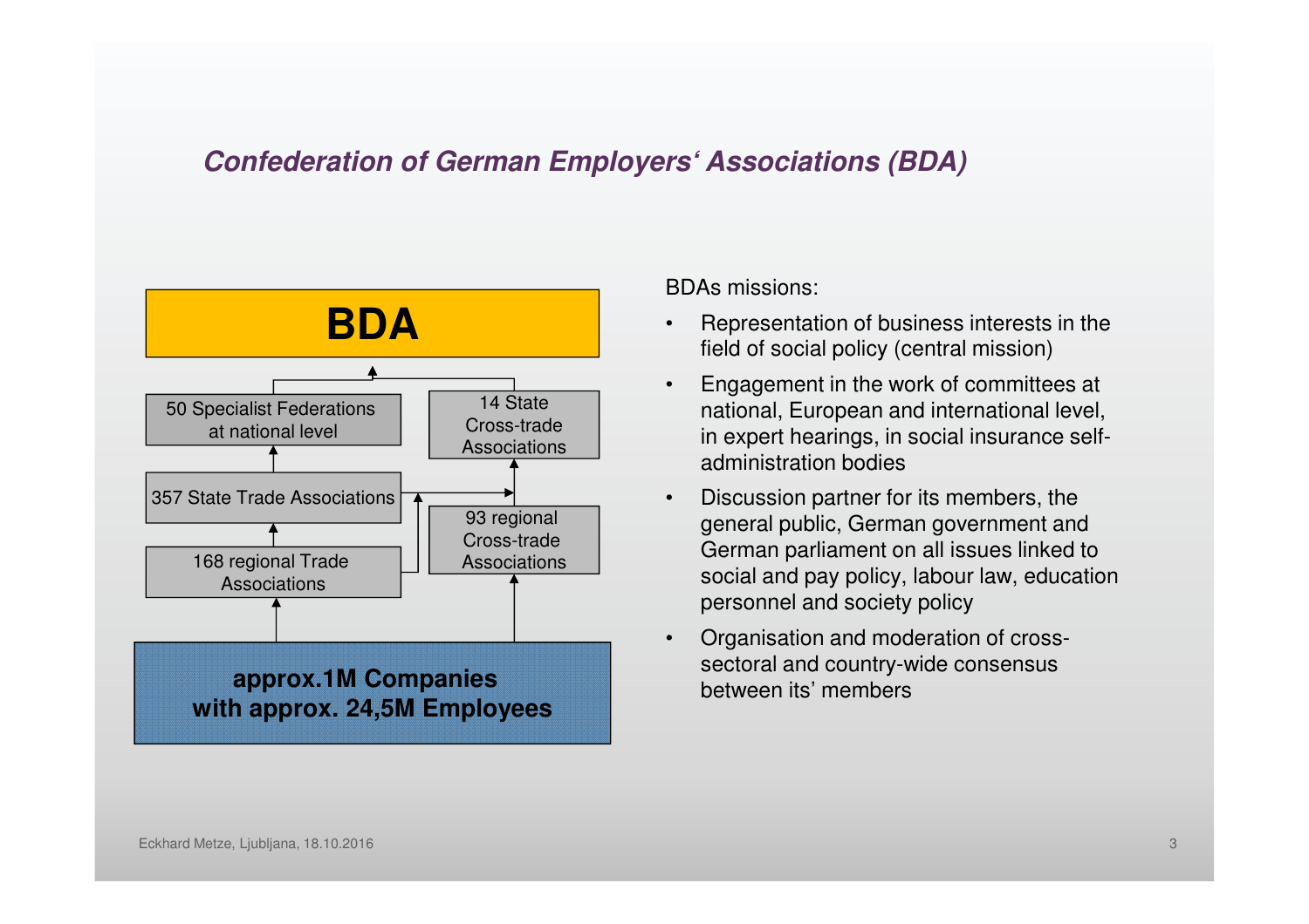## *Confederation of German Employers' Associations (BDA)*

**BDA**

50 Specialist Federations at national level

14 State Cross-trade Associations

357 State Trade Associations

93 regional Cross-trade Associations

168 regional Trade Associations

**approx.1M Companies with approx. 24,5M Employees**

BDAs missions:

- Representation of business interests in the field of social policy (central mission)
- Engagement in the work of committees at national, European and international level, in expert hearings, in social insurance self-administration bodies
- Discussion partner for its members, the general public, German government and German parliament on all issues linked to social and pay policy, labour law, education personnel and society policy
- Organisation and moderation of cross-sectoral and country-wide consensus between its' members

Eckhard Metze, Ljubljana, 18.10.2016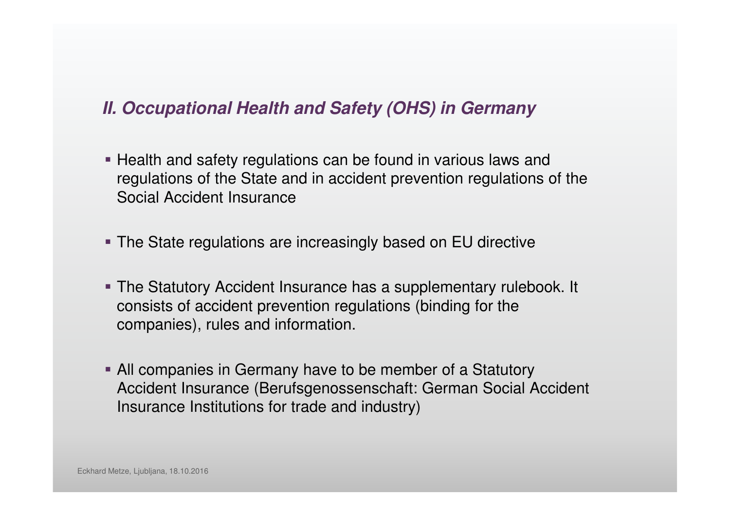## *II. Occupational Health and Safety (OHS) in Germany*

- Health and safety regulations can be found in various laws and regulations of the State and in accident prevention regulations of the Social Accident Insurance
- The State regulations are increasingly based on EU directive
- The Statutory Accident Insurance has a supplementary rulebook. It consists of accident prevention regulations (binding for the companies), rules and information.
- All companies in Germany have to be member of a Statutory Accident Insurance (Berufsgenossenschaft: German Social Accident Insurance Institutions for trade and industry)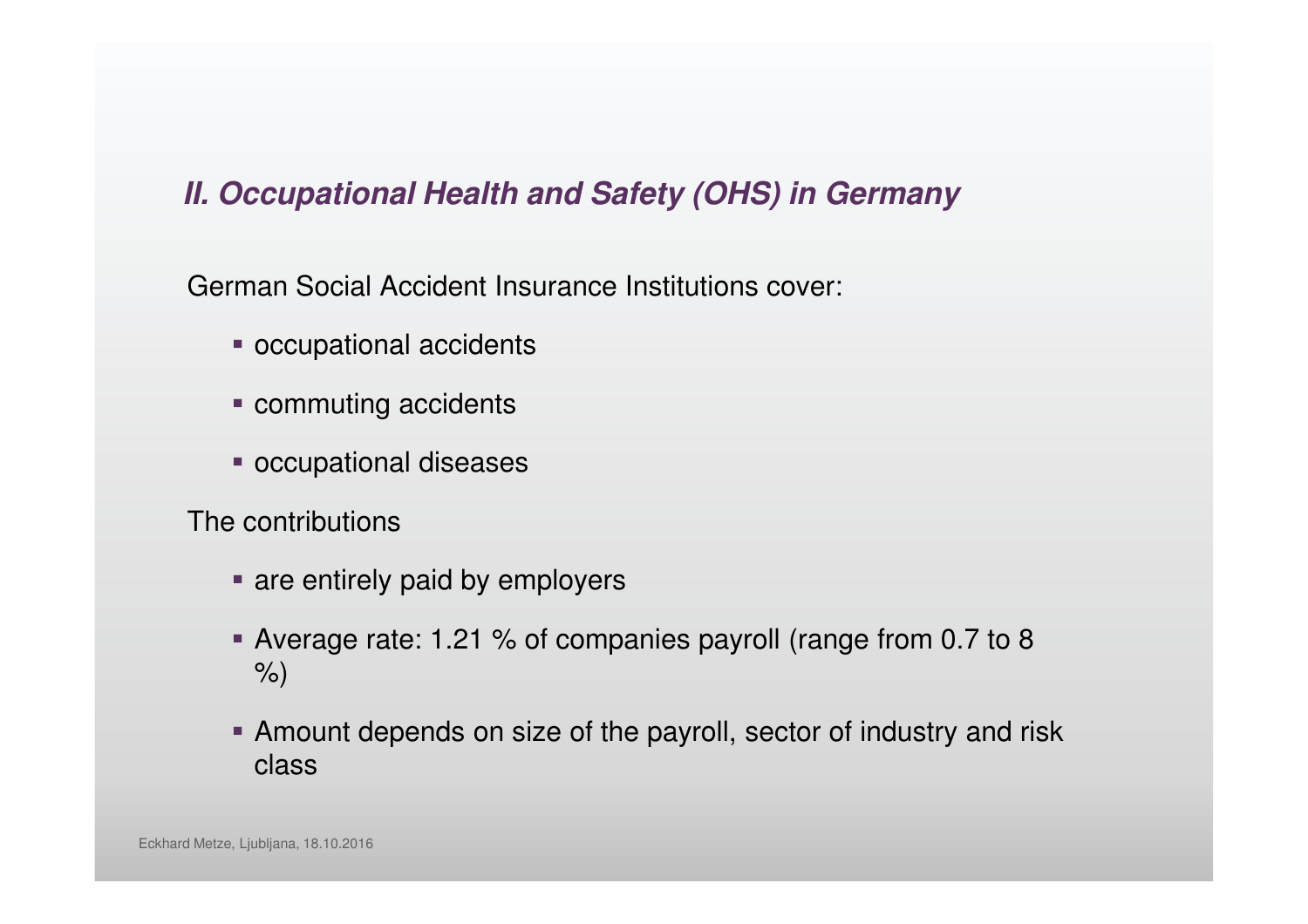## *II. Occupational Health and Safety (OHS) in Germany*

German Social Accident Insurance Institutions cover:

- occupational accidents
- commuting accidents
- occupational diseases

The contributions

- are entirely paid by employers
- Average rate: 1.21 % of companies payroll (range from 0.7 to 8 %)
- Amount depends on size of the payroll, sector of industry and risk class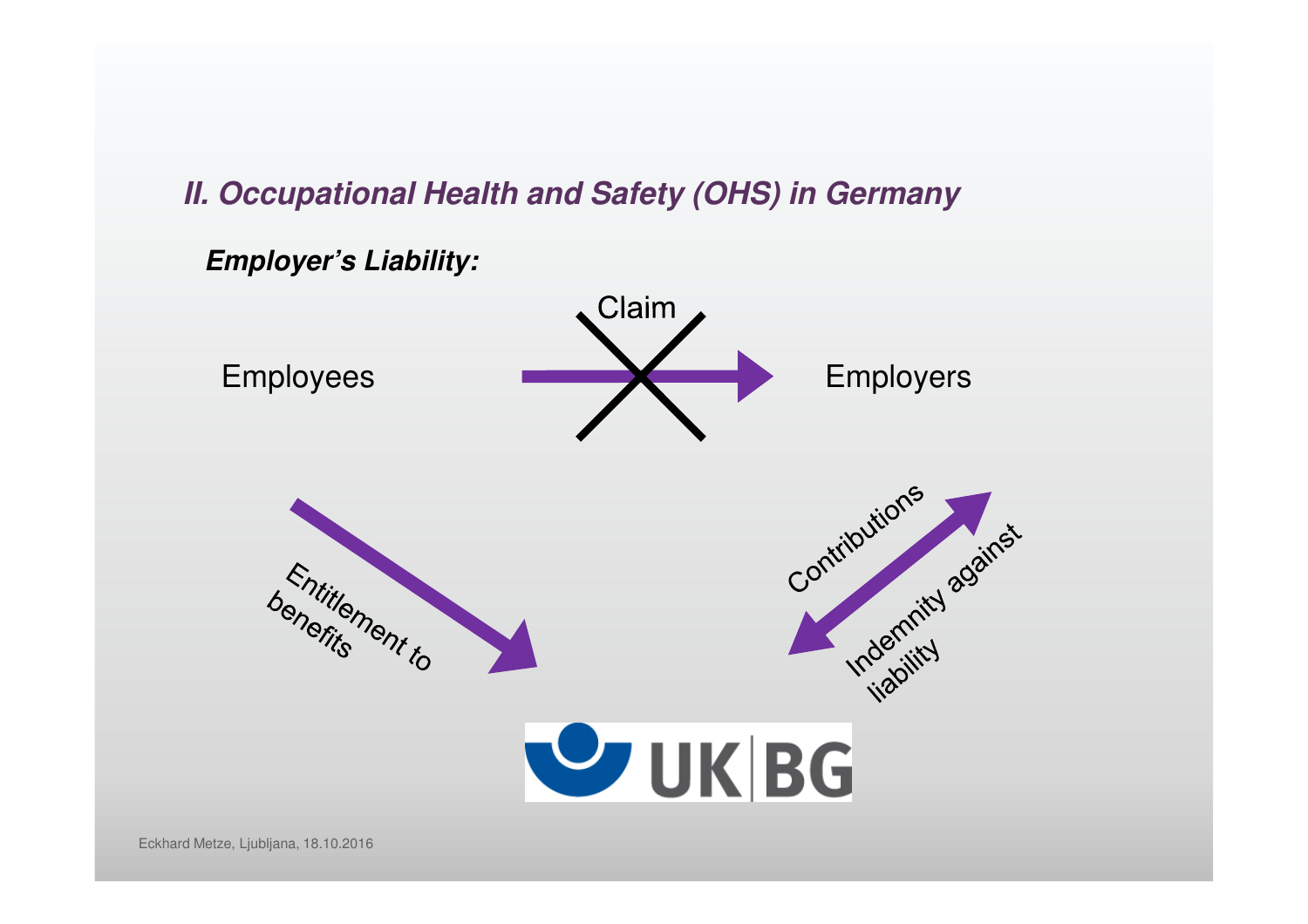## II. Occupational Health and Safety (OHS) in Germany

***Employer's Liability:***

Employees

Claim

Employers

Entitlement to benefits

Contributions

Indemnity against liability

UK|BG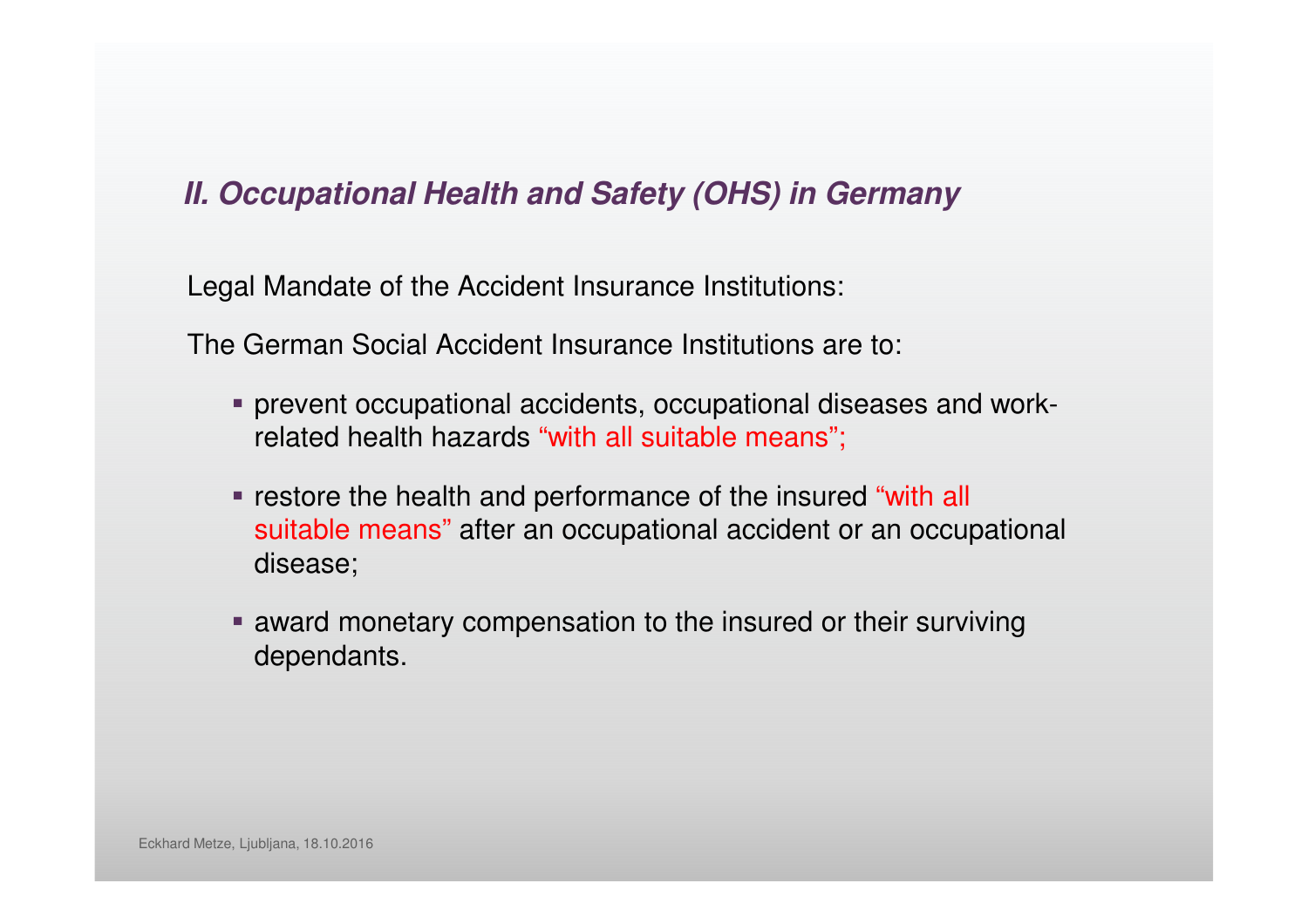## *II. Occupational Health and Safety (OHS) in Germany*

Legal Mandate of the Accident Insurance Institutions:

The German Social Accident Insurance Institutions are to:

- prevent occupational accidents, occupational diseases and work-related health hazards "with all suitable means";
- restore the health and performance of the insured "with all suitable means" after an occupational accident or an occupational disease;
- award monetary compensation to the insured or their surviving dependants.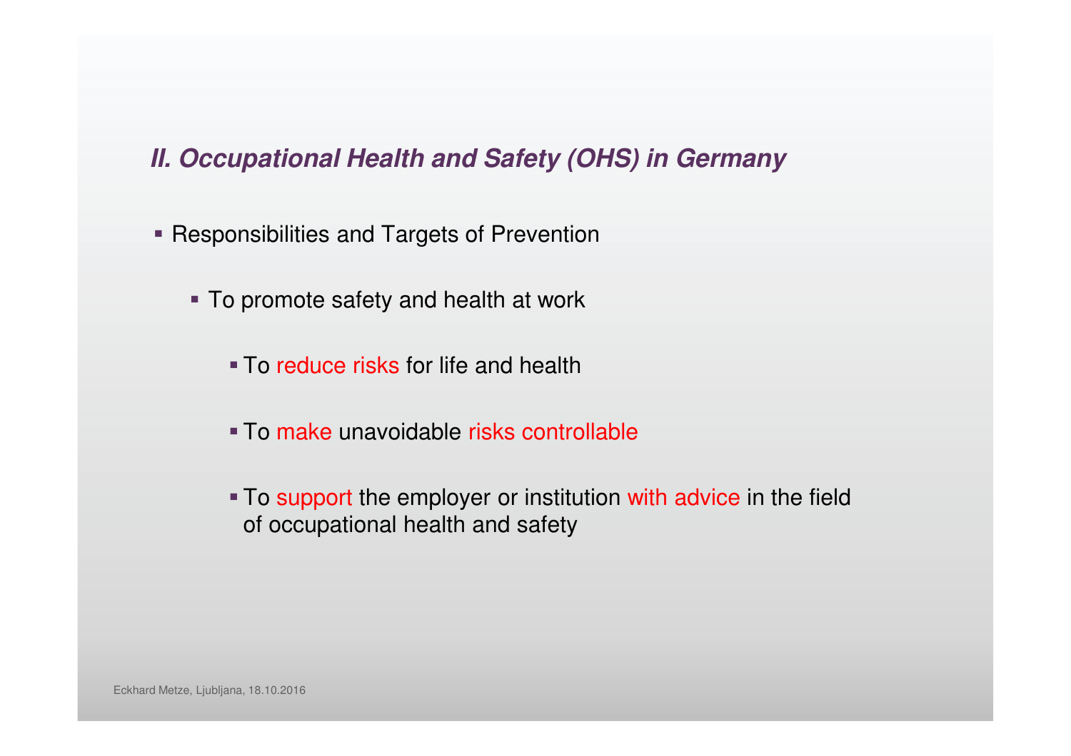## *II. Occupational Health and Safety (OHS) in Germany*

- Responsibilities and Targets of Prevention
  - To promote safety and health at work
    - To reduce risks for life and health
    - To make unavoidable risks controllable
    - To support the employer or institution with advice in the field of occupational health and safety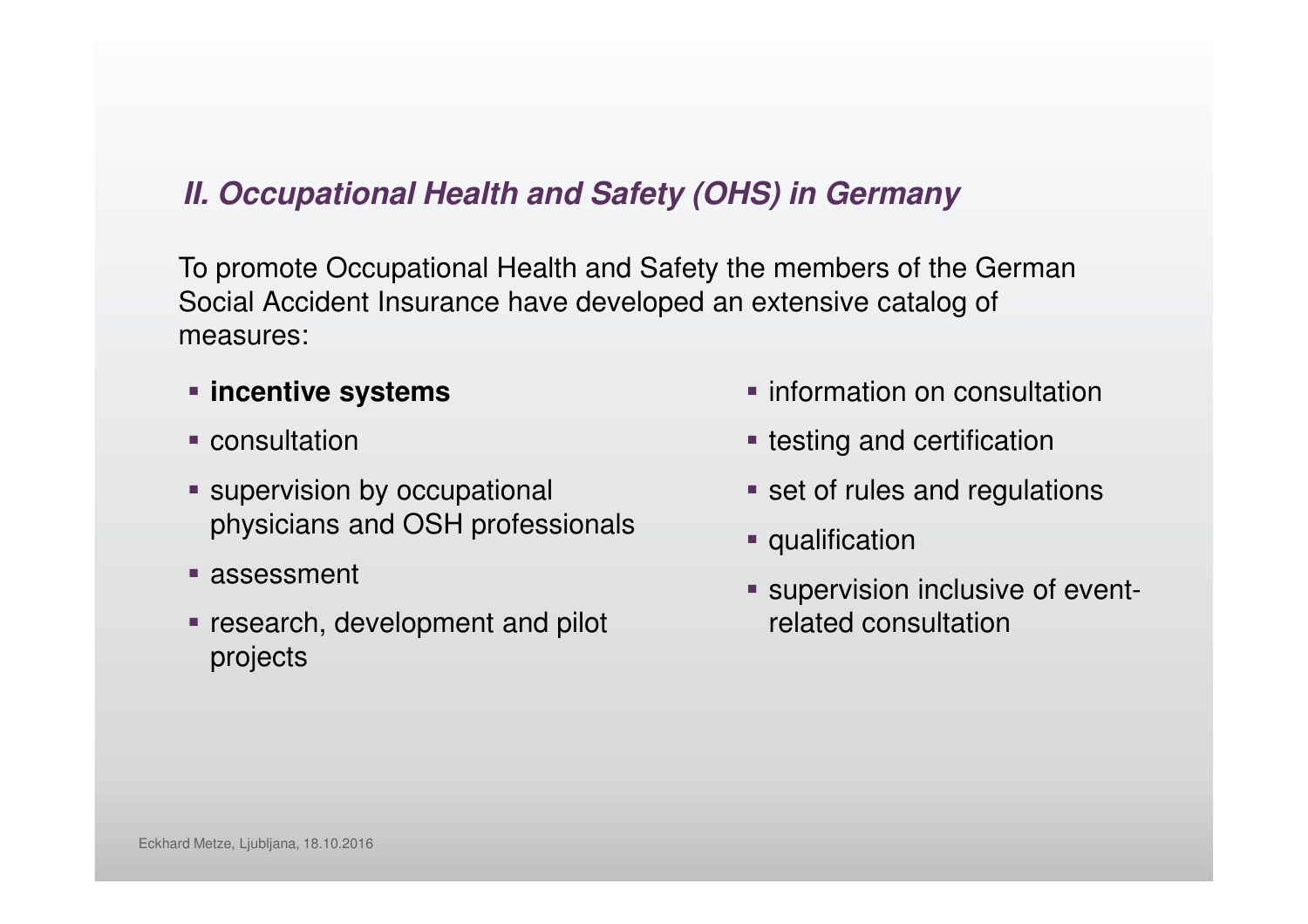## *II. Occupational Health and Safety (OHS) in Germany*

To promote Occupational Health and Safety the members of the German Social Accident Insurance have developed an extensive catalog of measures:

- **incentive systems**
- consultation
- supervision by occupational physicians and OSH professionals
- assessment
- research, development and pilot projects
- information on consultation
- testing and certification
- set of rules and regulations
- qualification
- supervision inclusive of event-related consultation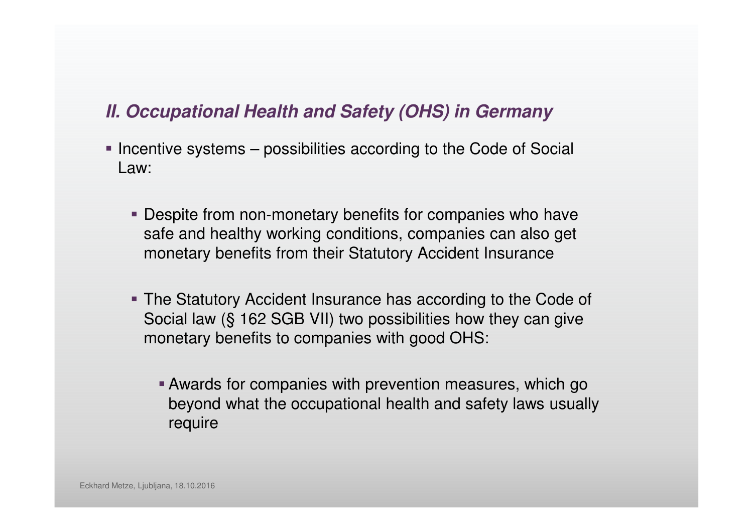## *II. Occupational Health and Safety (OHS) in Germany*

- Incentive systems – possibilities according to the Code of Social Law:
  - Despite from non-monetary benefits for companies who have safe and healthy working conditions, companies can also get monetary benefits from their Statutory Accident Insurance
  - The Statutory Accident Insurance has according to the Code of Social law (§ 162 SGB VII) two possibilities how they can give monetary benefits to companies with good OHS:
    - Awards for companies with prevention measures, which go beyond what the occupational health and safety laws usually require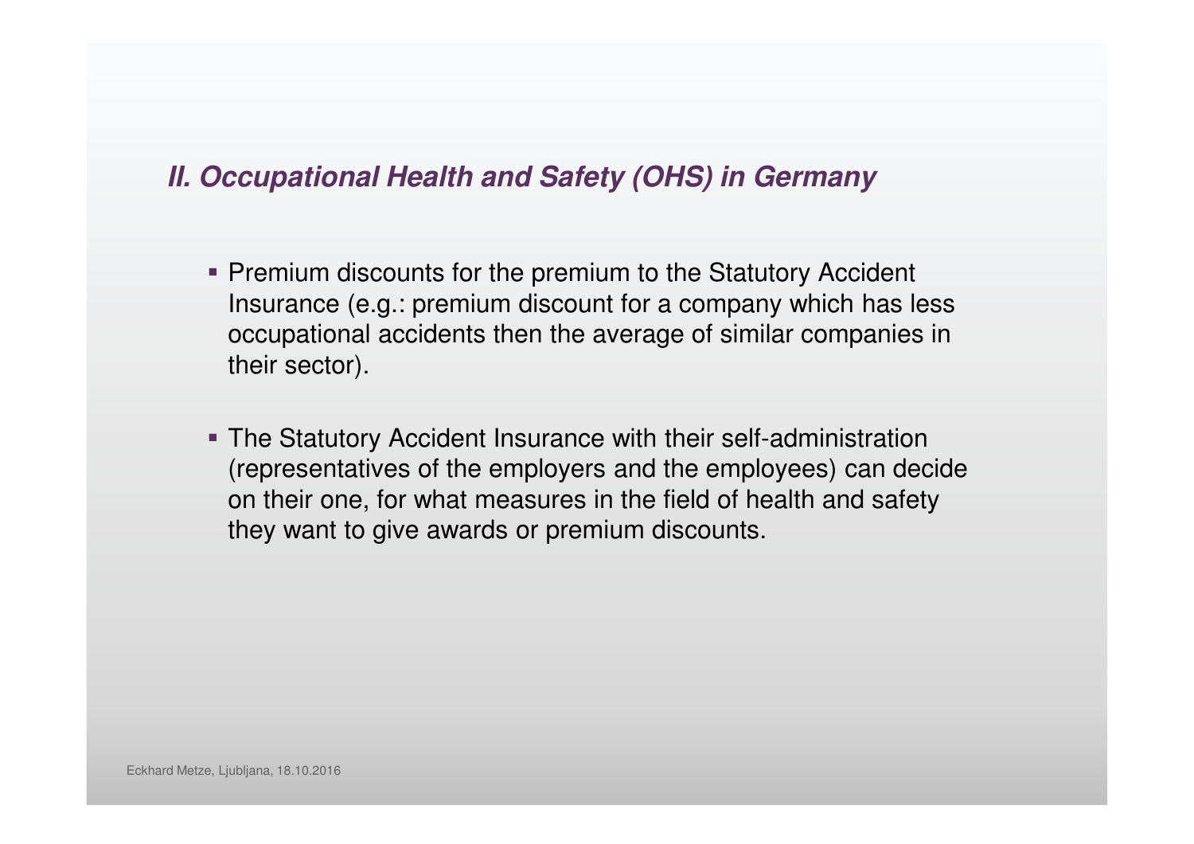## *II. Occupational Health and Safety (OHS) in Germany*

- Premium discounts for the premium to the Statutory Accident Insurance (e.g.: premium discount for a company which has less occupational accidents then the average of similar companies in their sector).

- The Statutory Accident Insurance with their self-administration (representatives of the employers and the employees) can decide on their one, for what measures in the field of health and safety they want to give awards or premium discounts.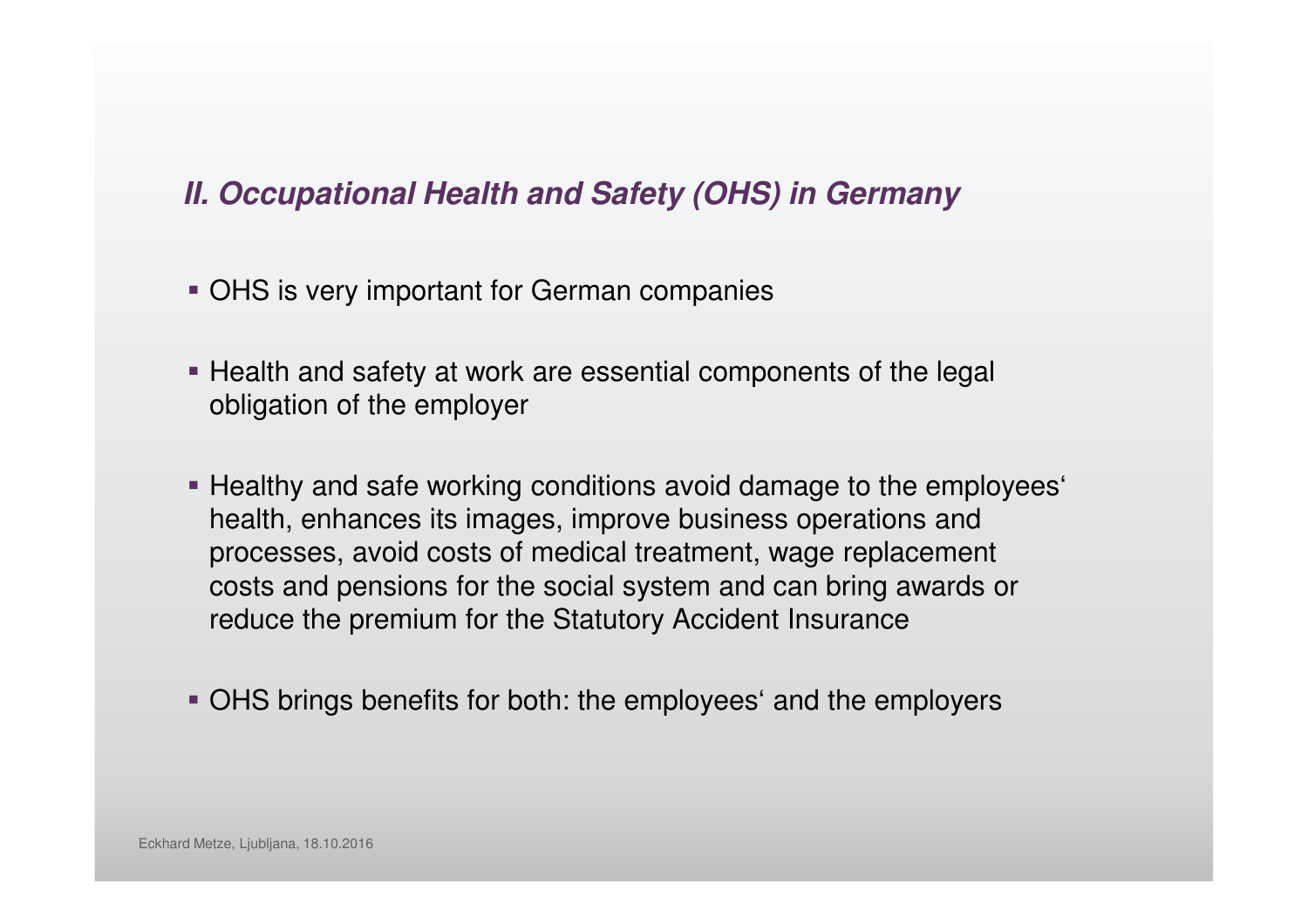## *II. Occupational Health and Safety (OHS) in Germany*

- OHS is very important for German companies
- Health and safety at work are essential components of the legal obligation of the employer
- Healthy and safe working conditions avoid damage to the employees' health, enhances its images, improve business operations and processes, avoid costs of medical treatment, wage replacement costs and pensions for the social system and can bring awards or reduce the premium for the Statutory Accident Insurance
- OHS brings benefits for both: the employees' and the employers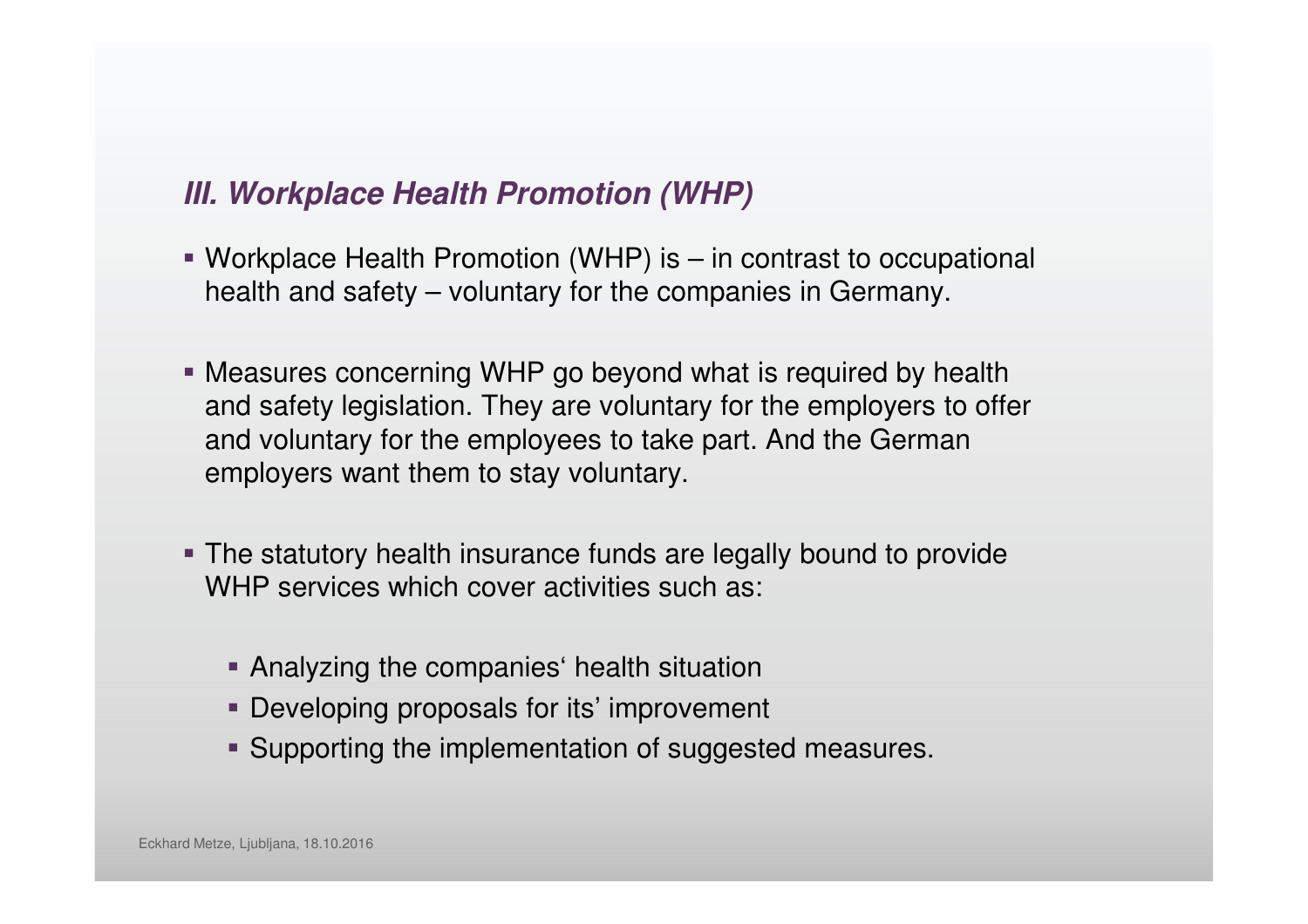### *III. Workplace Health Promotion (WHP)*

- Workplace Health Promotion (WHP) is – in contrast to occupational health and safety – voluntary for the companies in Germany.
- Measures concerning WHP go beyond what is required by health and safety legislation. They are voluntary for the employers to offer and voluntary for the employees to take part. And the German employers want them to stay voluntary.
- The statutory health insurance funds are legally bound to provide WHP services which cover activities such as:
    - Analyzing the companies‘ health situation
    - Developing proposals for its' improvement
    - Supporting the implementation of suggested measures.

Eckhard Metze, Ljubljana, 18.10.2016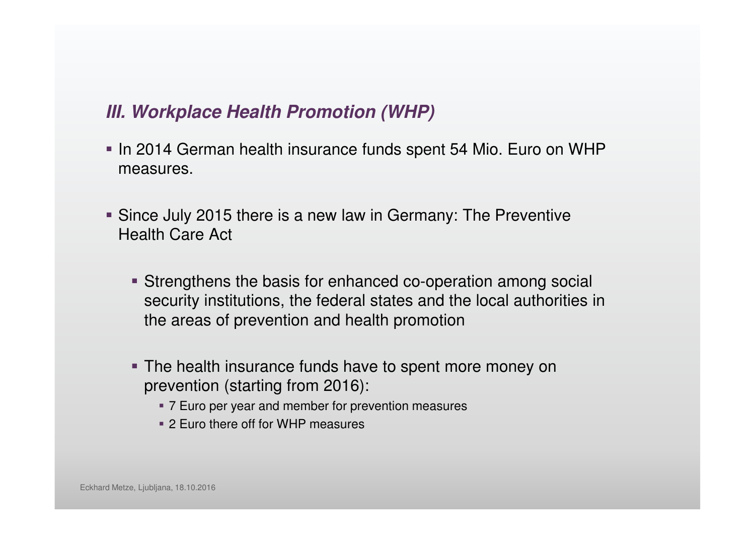### *III. Workplace Health Promotion (WHP)*

- In 2014 German health insurance funds spent 54 Mio. Euro on WHP measures.
- Since July 2015 there is a new law in Germany: The Preventive Health Care Act
  - Strengthens the basis for enhanced co-operation among social security institutions, the federal states and the local authorities in the areas of prevention and health promotion
  - The health insurance funds have to spent more money on prevention (starting from 2016):
    - 7 Euro per year and member for prevention measures
    - 2 Euro there off for WHP measures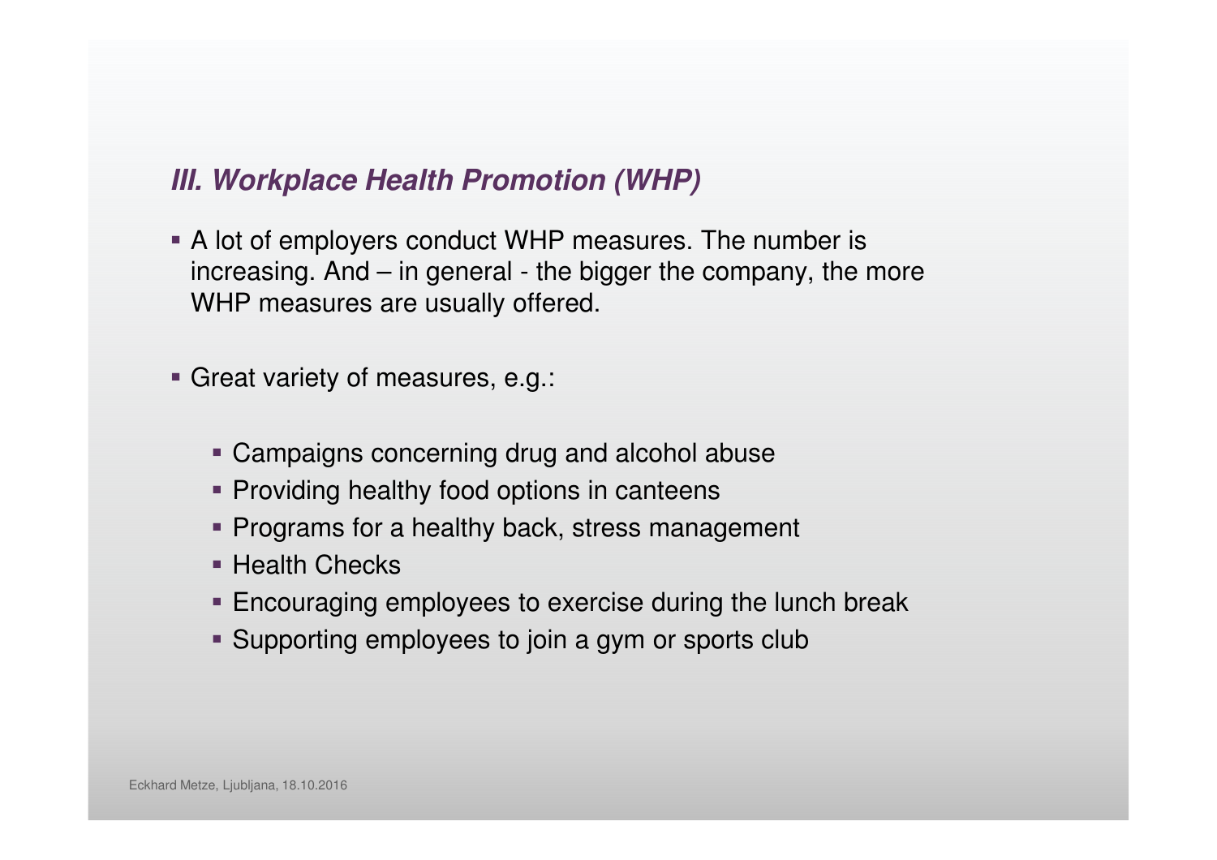### *III. Workplace Health Promotion (WHP)*

- A lot of employers conduct WHP measures. The number is increasing. And – in general - the bigger the company, the more WHP measures are usually offered.

- Great variety of measures, e.g.:

  - Campaigns concerning drug and alcohol abuse
  - Providing healthy food options in canteens
  - Programs for a healthy back, stress management
  - Health Checks
  - Encouraging employees to exercise during the lunch break
  - Supporting employees to join a gym or sports club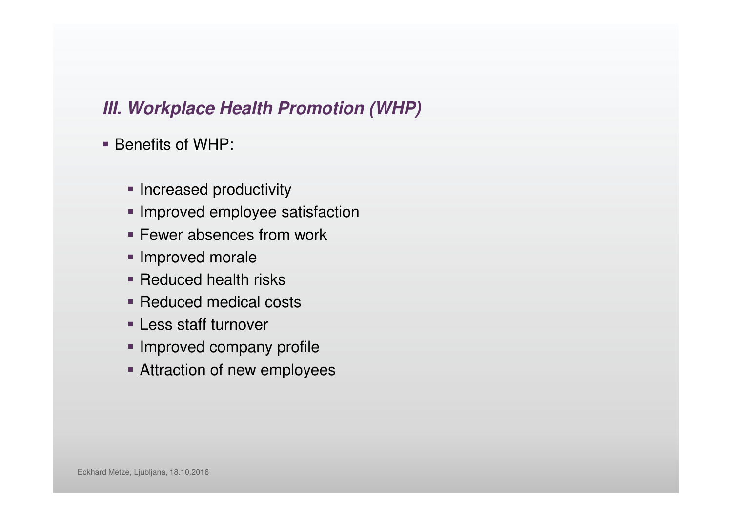## *III. Workplace Health Promotion (WHP)*

- Benefits of WHP:
  - Increased productivity
  - Improved employee satisfaction
  - Fewer absences from work
  - Improved morale
  - Reduced health risks
  - Reduced medical costs
  - Less staff turnover
  - Improved company profile
  - Attraction of new employees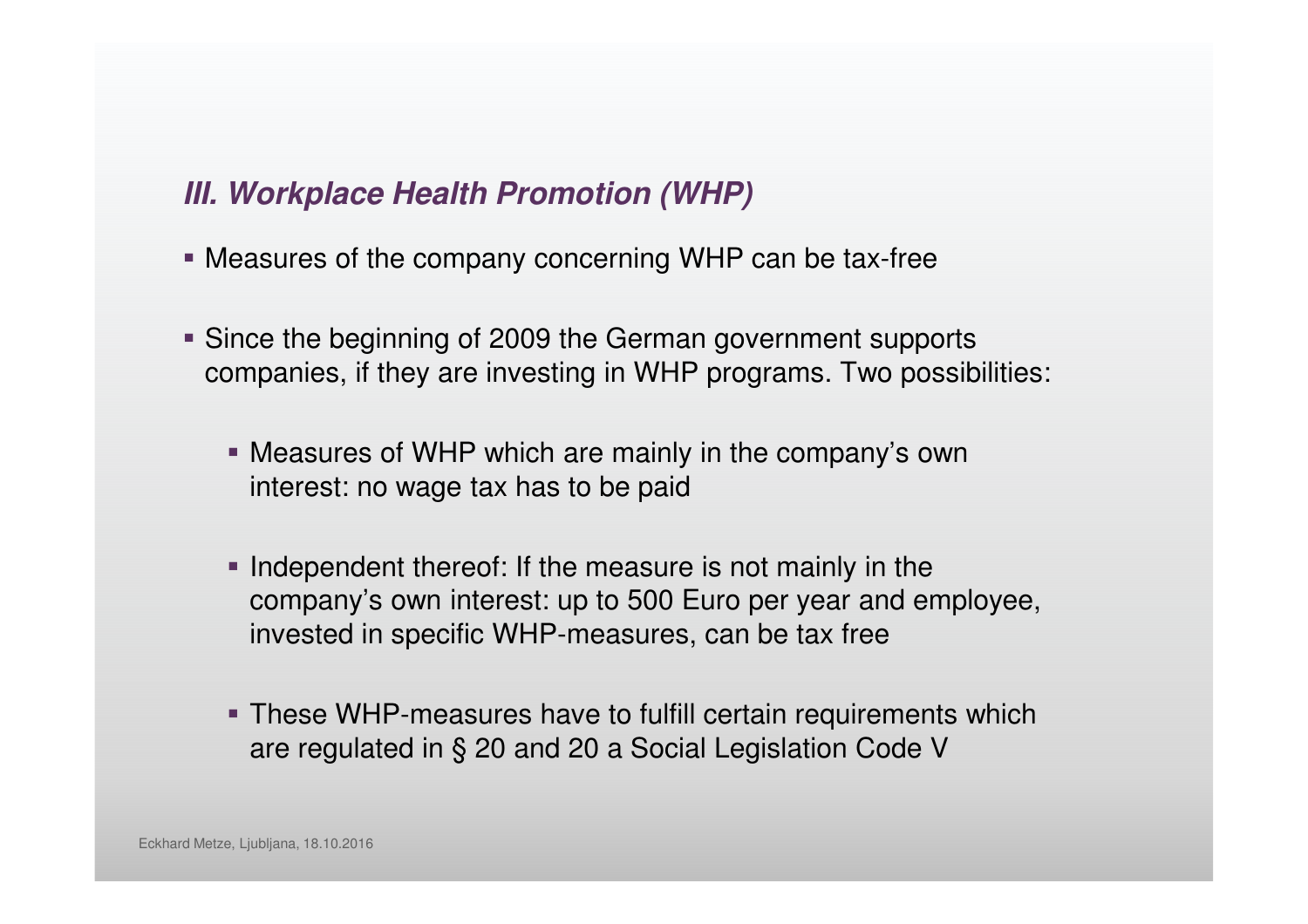### *III. Workplace Health Promotion (WHP)*

- Measures of the company concerning WHP can be tax-free

- Since the beginning of 2009 the German government supports companies, if they are investing in WHP programs. Two possibilities:

  - Measures of WHP which are mainly in the company's own interest: no wage tax has to be paid

  - Independent thereof: If the measure is not mainly in the company's own interest: up to 500 Euro per year and employee, invested in specific WHP-measures, can be tax free

  - These WHP-measures have to fulfill certain requirements which are regulated in § 20 and 20 a Social Legislation Code V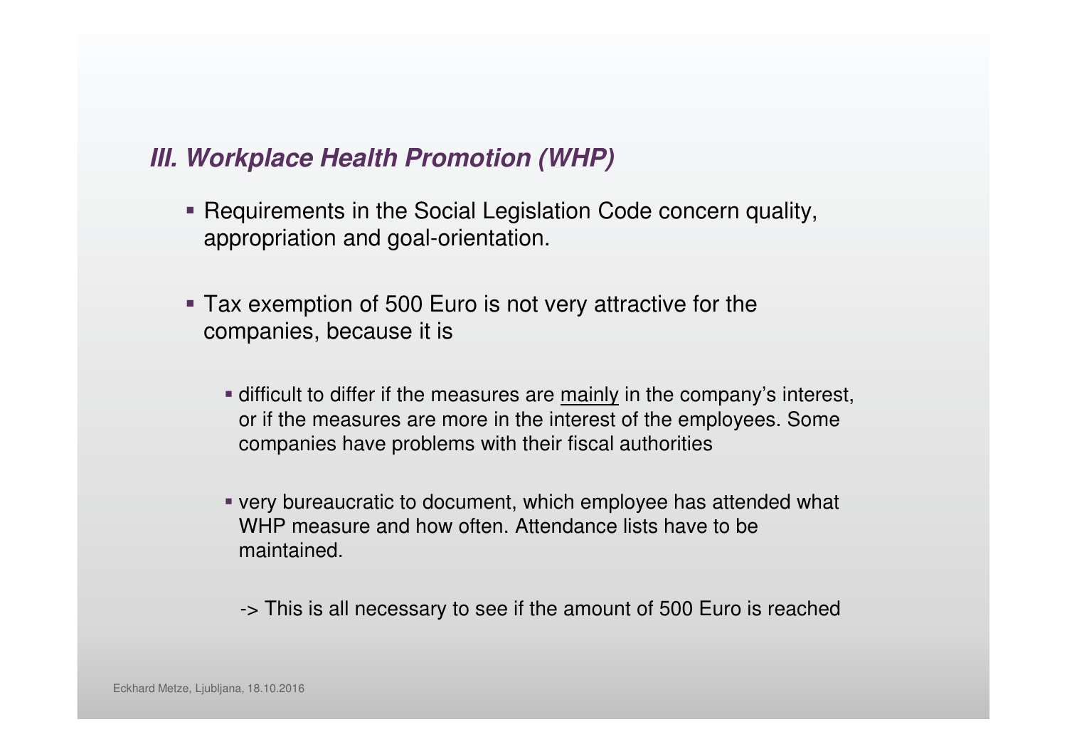### *III. Workplace Health Promotion (WHP)*

- Requirements in the Social Legislation Code concern quality, appropriation and goal-orientation.

- Tax exemption of 500 Euro is not very attractive for the companies, because it is

  - difficult to differ if the measures are <u>mainly</u> in the company's interest, or if the measures are more in the interest of the employees. Some companies have problems with their fiscal authorities

  - very bureaucratic to document, which employee has attended what WHP measure and how often. Attendance lists have to be maintained.

  -> This is all necessary to see if the amount of 500 Euro is reached

Eckhard Metze, Ljubljana, 18.10.2016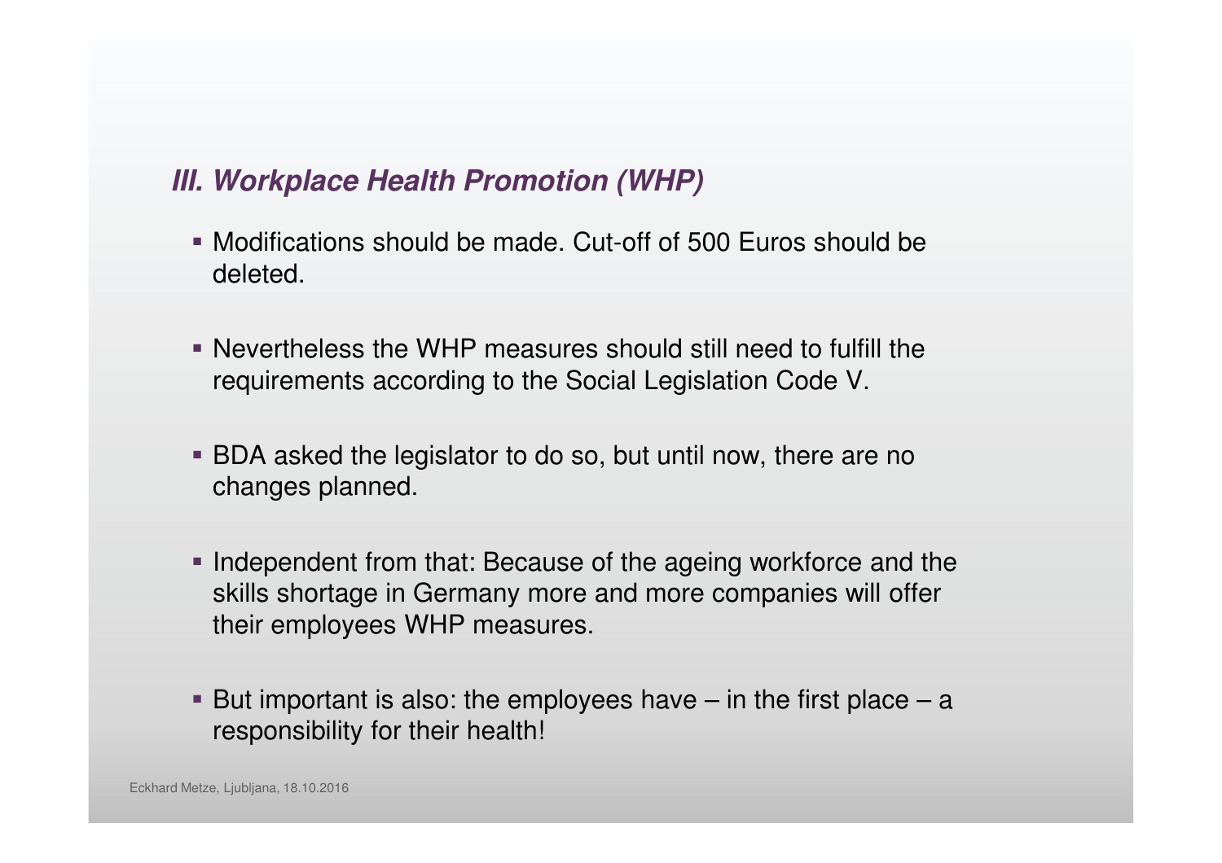### *III. Workplace Health Promotion (WHP)*

- Modifications should be made. Cut-off of 500 Euros should be deleted.
- Nevertheless the WHP measures should still need to fulfill the requirements according to the Social Legislation Code V.
- BDA asked the legislator to do so, but until now, there are no changes planned.
- Independent from that: Because of the ageing workforce and the skills shortage in Germany more and more companies will offer their employees WHP measures.
- But important is also: the employees have – in the first place – a responsibility for their health!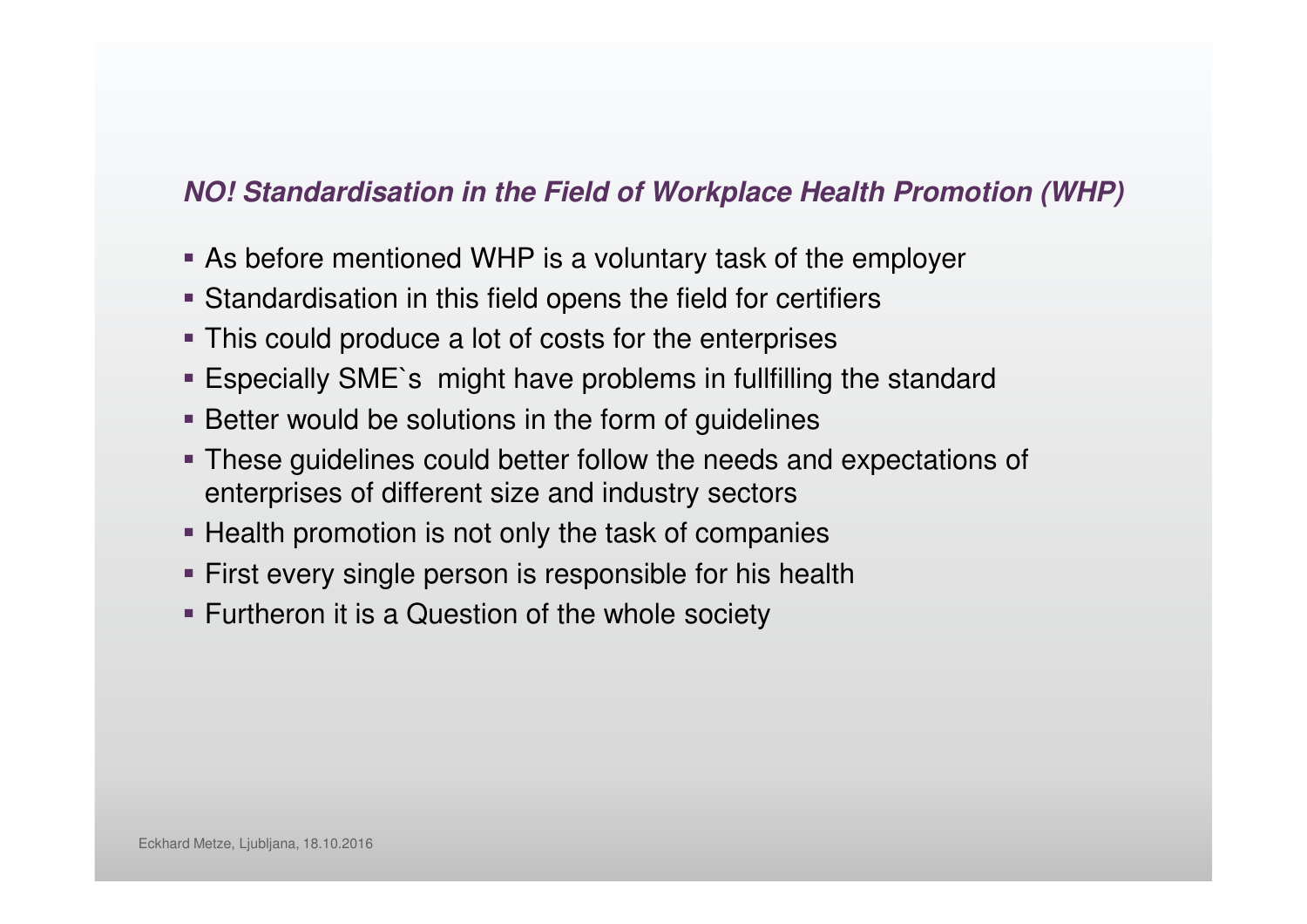## ***NO! Standardisation in the Field of Workplace Health Promotion (WHP)***

- As before mentioned WHP is a voluntary task of the employer
- Standardisation in this field opens the field for certifiers
- This could produce a lot of costs for the enterprises
- Especially SME`s  might have problems in fullfilling the standard
- Better would be solutions in the form of guidelines
- These guidelines could better follow the needs and expectations of enterprises of different size and industry sectors
- Health promotion is not only the task of companies
- First every single person is responsible for his health
- Furtheron it is a Question of the whole society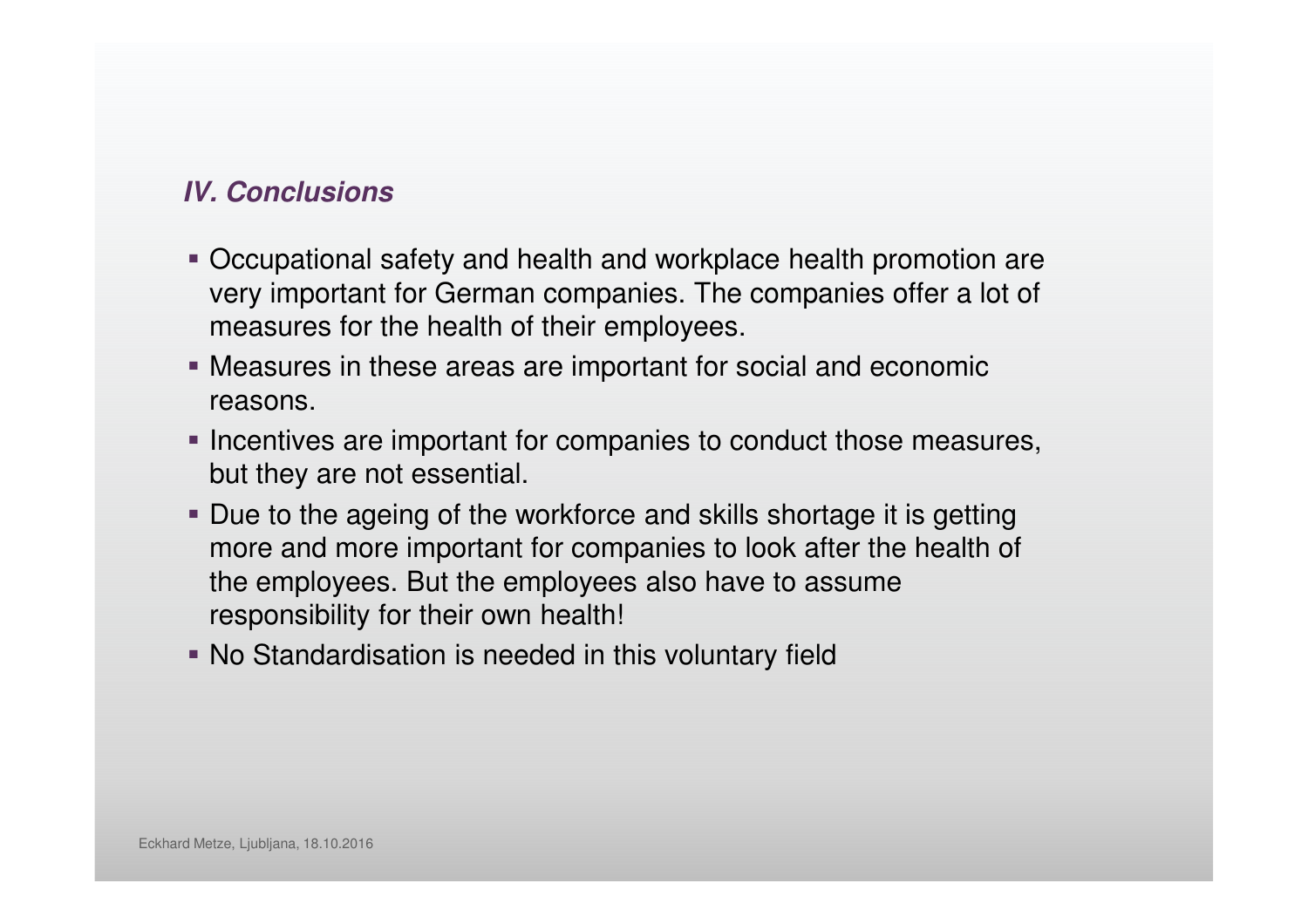## *IV. Conclusions*

- Occupational safety and health and workplace health promotion are very important for German companies. The companies offer a lot of measures for the health of their employees.
- Measures in these areas are important for social and economic reasons.
- Incentives are important for companies to conduct those measures, but they are not essential.
- Due to the ageing of the workforce and skills shortage it is getting more and more important for companies to look after the health of the employees. But the employees also have to assume responsibility for their own health!
- No Standardisation is needed in this voluntary field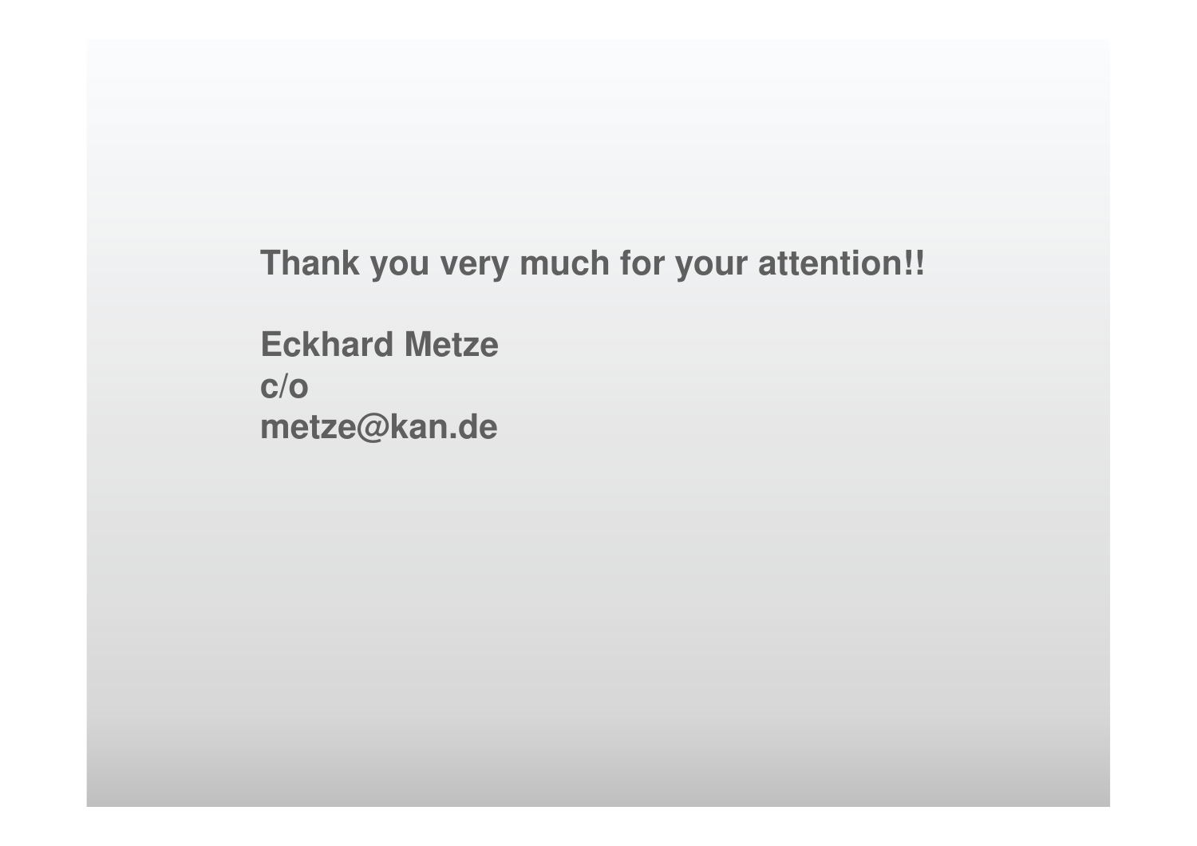**Thank you very much for your attention!!**

**Eckhard Metze**
**c/o**
**metze@kan.de**